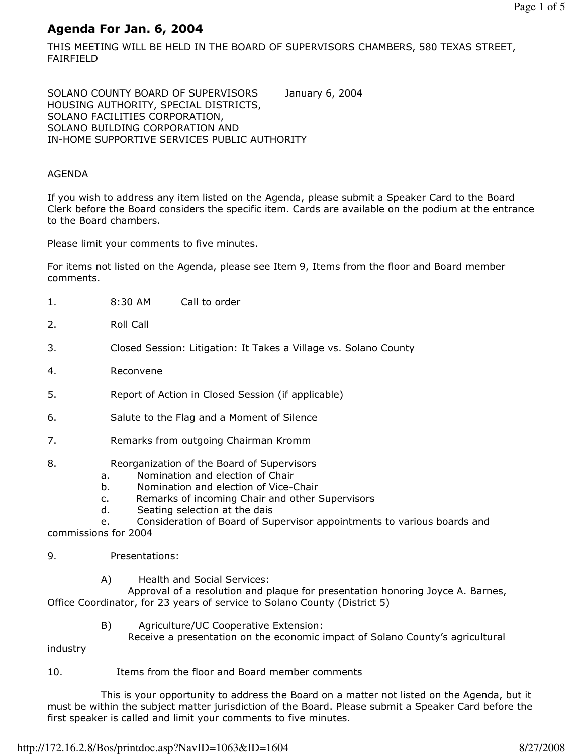# Agenda For Jan. 6, 2004

THIS MEETING WILL BE HELD IN THE BOARD OF SUPERVISORS CHAMBERS, 580 TEXAS STREET, FAIRFIELD

SOLANO COUNTY BOARD OF SUPERVISORS January 6, 2004
HOUSING AUTHORITY, SPECIAL DISTRICTS,
SOLANO FACILITIES CORPORATION,
SOLANO BUILDING CORPORATION AND
IN-HOME SUPPORTIVE SERVICES PUBLIC AUTHORITY

AGENDA

If you wish to address any item listed on the Agenda, please submit a Speaker Card to the Board Clerk before the Board considers the specific item. Cards are available on the podium at the entrance to the Board chambers.

Please limit your comments to five minutes.

For items not listed on the Agenda, please see Item 9, Items from the floor and Board member comments.

1. 8:30 AM Call to order

2. Roll Call

3. Closed Session: Litigation: It Takes a Village vs. Solano County

4. Reconvene

5. Report of Action in Closed Session (if applicable)

6. Salute to the Flag and a Moment of Silence

7. Remarks from outgoing Chairman Kromm

8. Reorganization of the Board of Supervisors
   a. Nomination and election of Chair
   b. Nomination and election of Vice-Chair
   c. Remarks of incoming Chair and other Supervisors
   d. Seating selection at the dais
   e. Consideration of Board of Supervisor appointments to various boards and commissions for 2004

9. Presentations:

   A) Health and Social Services:
   Approval of a resolution and plaque for presentation honoring Joyce A. Barnes, Office Coordinator, for 23 years of service to Solano County (District 5)

   B) Agriculture/UC Cooperative Extension:
   Receive a presentation on the economic impact of Solano County's agricultural industry

10. Items from the floor and Board member comments

    This is your opportunity to address the Board on a matter not listed on the Agenda, but it must be within the subject matter jurisdiction of the Board. Please submit a Speaker Card before the first speaker is called and limit your comments to five minutes.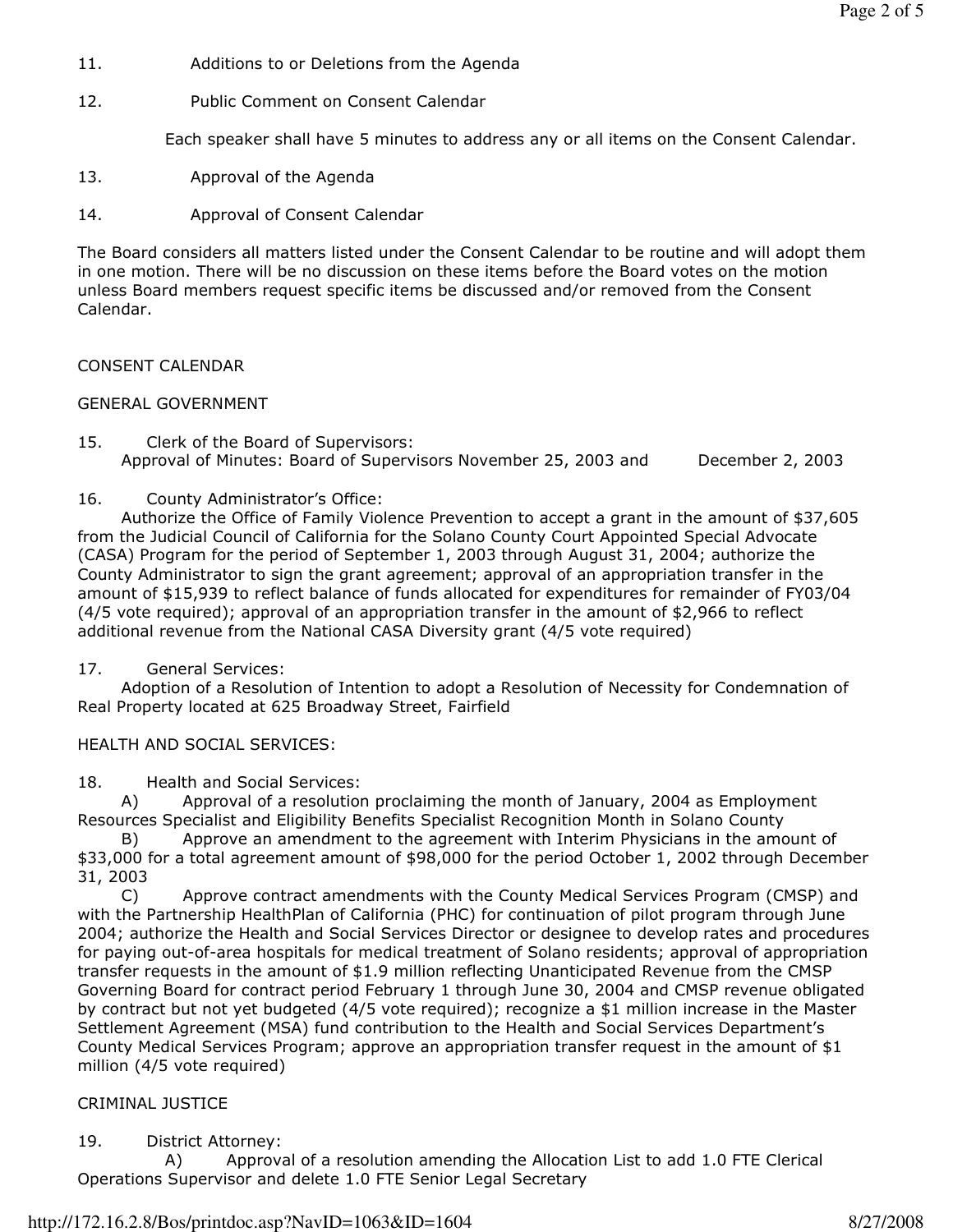11. Additions to or Deletions from the Agenda

12. Public Comment on Consent Calendar

    Each speaker shall have 5 minutes to address any or all items on the Consent Calendar.

13. Approval of the Agenda

14. Approval of Consent Calendar

The Board considers all matters listed under the Consent Calendar to be routine and will adopt them in one motion. There will be no discussion on these items before the Board votes on the motion unless Board members request specific items be discussed and/or removed from the Consent Calendar.

CONSENT CALENDAR

GENERAL GOVERNMENT

15. Clerk of the Board of Supervisors:
    Approval of Minutes: Board of Supervisors November 25, 2003 and December 2, 2003

16. County Administrator's Office:
    Authorize the Office of Family Violence Prevention to accept a grant in the amount of $37,605 from the Judicial Council of California for the Solano County Court Appointed Special Advocate (CASA) Program for the period of September 1, 2003 through August 31, 2004; authorize the County Administrator to sign the grant agreement; approval of an appropriation transfer in the amount of $15,939 to reflect balance of funds allocated for expenditures for remainder of FY03/04 (4/5 vote required); approval of an appropriation transfer in the amount of $2,966 to reflect additional revenue from the National CASA Diversity grant (4/5 vote required)

17. General Services:
    Adoption of a Resolution of Intention to adopt a Resolution of Necessity for Condemnation of Real Property located at 625 Broadway Street, Fairfield

HEALTH AND SOCIAL SERVICES:

18. Health and Social Services:
    A) Approval of a resolution proclaiming the month of January, 2004 as Employment Resources Specialist and Eligibility Benefits Specialist Recognition Month in Solano County
    B) Approve an amendment to the agreement with Interim Physicians in the amount of $33,000 for a total agreement amount of $98,000 for the period October 1, 2002 through December 31, 2003
    C) Approve contract amendments with the County Medical Services Program (CMSP) and with the Partnership HealthPlan of California (PHC) for continuation of pilot program through June 2004; authorize the Health and Social Services Director or designee to develop rates and procedures for paying out-of-area hospitals for medical treatment of Solano residents; approval of appropriation transfer requests in the amount of $1.9 million reflecting Unanticipated Revenue from the CMSP Governing Board for contract period February 1 through June 30, 2004 and CMSP revenue obligated by contract but not yet budgeted (4/5 vote required); recognize a $1 million increase in the Master Settlement Agreement (MSA) fund contribution to the Health and Social Services Department's County Medical Services Program; approve an appropriation transfer request in the amount of $1 million (4/5 vote required)

CRIMINAL JUSTICE

19. District Attorney:
    A) Approval of a resolution amending the Allocation List to add 1.0 FTE Clerical Operations Supervisor and delete 1.0 FTE Senior Legal Secretary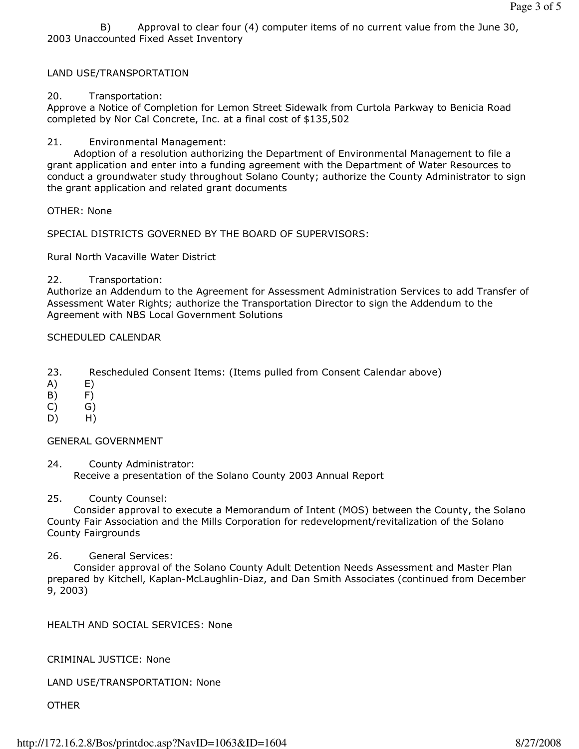B) Approval to clear four (4) computer items of no current value from the June 30, 2003 Unaccounted Fixed Asset Inventory

LAND USE/TRANSPORTATION

20. Transportation:
Approve a Notice of Completion for Lemon Street Sidewalk from Curtola Parkway to Benicia Road completed by Nor Cal Concrete, Inc. at a final cost of $135,502

21. Environmental Management:
Adoption of a resolution authorizing the Department of Environmental Management to file a grant application and enter into a funding agreement with the Department of Water Resources to conduct a groundwater study throughout Solano County; authorize the County Administrator to sign the grant application and related grant documents

OTHER: None

SPECIAL DISTRICTS GOVERNED BY THE BOARD OF SUPERVISORS:

Rural North Vacaville Water District

22. Transportation:
Authorize an Addendum to the Agreement for Assessment Administration Services to add Transfer of Assessment Water Rights; authorize the Transportation Director to sign the Addendum to the Agreement with NBS Local Government Solutions

SCHEDULED CALENDAR

23. Rescheduled Consent Items: (Items pulled from Consent Calendar above)
A) E)
B) F)
C) G)
D) H)

GENERAL GOVERNMENT

24. County Administrator:
Receive a presentation of the Solano County 2003 Annual Report

25. County Counsel:
Consider approval to execute a Memorandum of Intent (MOS) between the County, the Solano County Fair Association and the Mills Corporation for redevelopment/revitalization of the Solano County Fairgrounds

26. General Services:
Consider approval of the Solano County Adult Detention Needs Assessment and Master Plan prepared by Kitchell, Kaplan-McLaughlin-Diaz, and Dan Smith Associates (continued from December 9, 2003)

HEALTH AND SOCIAL SERVICES: None

CRIMINAL JUSTICE: None

LAND USE/TRANSPORTATION: None

OTHER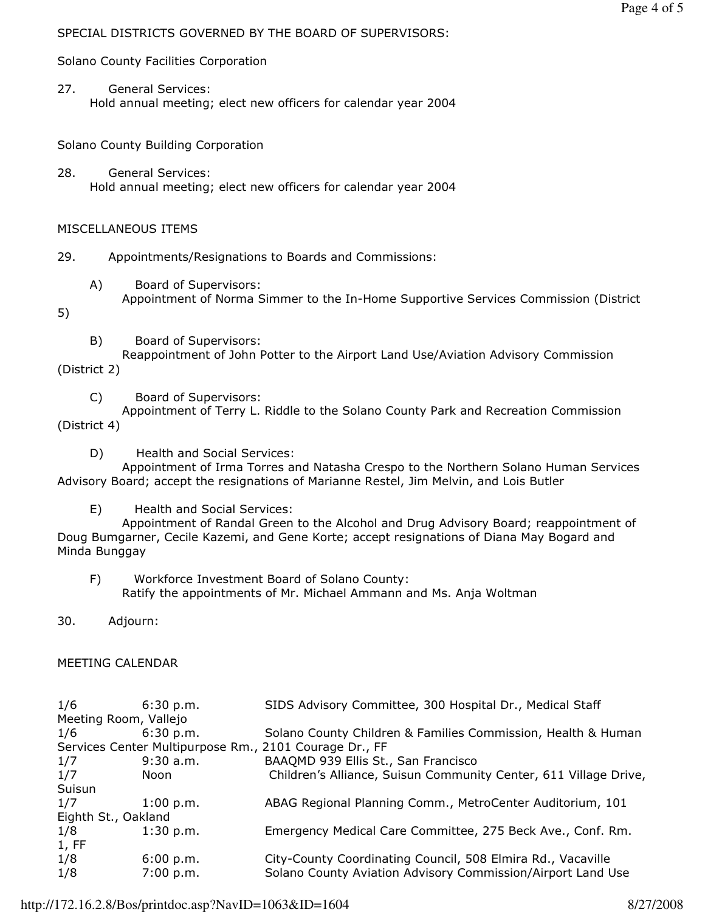SPECIAL DISTRICTS GOVERNED BY THE BOARD OF SUPERVISORS:

Solano County Facilities Corporation

27. General Services:
    Hold annual meeting; elect new officers for calendar year 2004

Solano County Building Corporation

28. General Services:
    Hold annual meeting; elect new officers for calendar year 2004

MISCELLANEOUS ITEMS

29. Appointments/Resignations to Boards and Commissions:

    A) Board of Supervisors:
       Appointment of Norma Simmer to the In-Home Supportive Services Commission (District 5)

    B) Board of Supervisors:
       Reappointment of John Potter to the Airport Land Use/Aviation Advisory Commission (District 2)

    C) Board of Supervisors:
       Appointment of Terry L. Riddle to the Solano County Park and Recreation Commission (District 4)

    D) Health and Social Services:
       Appointment of Irma Torres and Natasha Crespo to the Northern Solano Human Services Advisory Board; accept the resignations of Marianne Restel, Jim Melvin, and Lois Butler

    E) Health and Social Services:
       Appointment of Randal Green to the Alcohol and Drug Advisory Board; reappointment of Doug Bumgarner, Cecile Kazemi, and Gene Korte; accept resignations of Diana May Bogard and Minda Bunggay

    F) Workforce Investment Board of Solano County:
       Ratify the appointments of Mr. Michael Ammann and Ms. Anja Woltman

30. Adjourn:

MEETING CALENDAR

| | | |
|---|---|---|
| 1/6 | 6:30 p.m. | SIDS Advisory Committee, 300 Hospital Dr., Medical Staff Meeting Room, Vallejo |
| 1/6 | 6:30 p.m. | Solano County Children & Families Commission, Health & Human Services Center Multipurpose Rm., 2101 Courage Dr., FF |
| 1/7 | 9:30 a.m. | BAAQMD 939 Ellis St., San Francisco |
| 1/7 | Noon | Children's Alliance, Suisun Community Center, 611 Village Drive, Suisun |
| 1/7 | 1:00 p.m. | ABAG Regional Planning Comm., MetroCenter Auditorium, 101 Eighth St., Oakland |
| 1/8 | 1:30 p.m. | Emergency Medical Care Committee, 275 Beck Ave., Conf. Rm. 1, FF |
| 1/8 | 6:00 p.m. | City-County Coordinating Council, 508 Elmira Rd., Vacaville |
| 1/8 | 7:00 p.m. | Solano County Aviation Advisory Commission/Airport Land Use |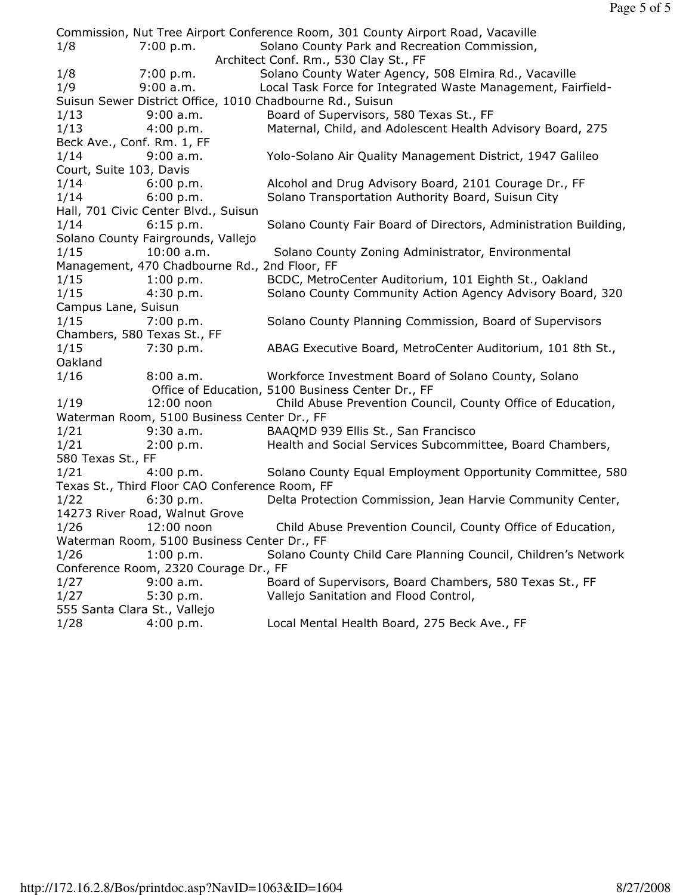Commission, Nut Tree Airport Conference Room, 301 County Airport Road, Vacaville

| | | |
|---|---|---|
| 1/8 | 7:00 p.m. | Solano County Park and Recreation Commission, Architect Conf. Rm., 530 Clay St., FF |
| 1/8 | 7:00 p.m. | Solano County Water Agency, 508 Elmira Rd., Vacaville |
| 1/9 | 9:00 a.m. | Local Task Force for Integrated Waste Management, Fairfield-Suisun Sewer District Office, 1010 Chadbourne Rd., Suisun |
| 1/13 | 9:00 a.m. | Board of Supervisors, 580 Texas St., FF |
| 1/13 | 4:00 p.m. | Maternal, Child, and Adolescent Health Advisory Board, 275 Beck Ave., Conf. Rm. 1, FF |
| 1/14 | 9:00 a.m. | Yolo-Solano Air Quality Management District, 1947 Galileo Court, Suite 103, Davis |
| 1/14 | 6:00 p.m. | Alcohol and Drug Advisory Board, 2101 Courage Dr., FF |
| 1/14 | 6:00 p.m. | Solano Transportation Authority Board, Suisun City Hall, 701 Civic Center Blvd., Suisun |
| 1/14 | 6:15 p.m. | Solano County Fair Board of Directors, Administration Building, Solano County Fairgrounds, Vallejo |
| 1/15 | 10:00 a.m. | Solano County Zoning Administrator, Environmental Management, 470 Chadbourne Rd., 2nd Floor, FF |
| 1/15 | 1:00 p.m. | BCDC, MetroCenter Auditorium, 101 Eighth St., Oakland |
| 1/15 | 4:30 p.m. | Solano County Community Action Agency Advisory Board, 320 Campus Lane, Suisun |
| 1/15 | 7:00 p.m. | Solano County Planning Commission, Board of Supervisors Chambers, 580 Texas St., FF |
| 1/15 | 7:30 p.m. | ABAG Executive Board, MetroCenter Auditorium, 101 8th St., Oakland |
| 1/16 | 8:00 a.m. | Workforce Investment Board of Solano County, Solano Office of Education, 5100 Business Center Dr., FF |
| 1/19 | 12:00 noon | Child Abuse Prevention Council, County Office of Education, Waterman Room, 5100 Business Center Dr., FF |
| 1/21 | 9:30 a.m. | BAAQMD 939 Ellis St., San Francisco |
| 1/21 | 2:00 p.m. | Health and Social Services Subcommittee, Board Chambers, 580 Texas St., FF |
| 1/21 | 4:00 p.m. | Solano County Equal Employment Opportunity Committee, 580 Texas St., Third Floor CAO Conference Room, FF |
| 1/22 | 6:30 p.m. | Delta Protection Commission, Jean Harvie Community Center, 14273 River Road, Walnut Grove |
| 1/26 | 12:00 noon | Child Abuse Prevention Council, County Office of Education, Waterman Room, 5100 Business Center Dr., FF |
| 1/26 | 1:00 p.m. | Solano County Child Care Planning Council, Children's Network Conference Room, 2320 Courage Dr., FF |
| 1/27 | 9:00 a.m. | Board of Supervisors, Board Chambers, 580 Texas St., FF |
| 1/27 | 5:30 p.m. | Vallejo Sanitation and Flood Control, 555 Santa Clara St., Vallejo |
| 1/28 | 4:00 p.m. | Local Mental Health Board, 275 Beck Ave., FF |